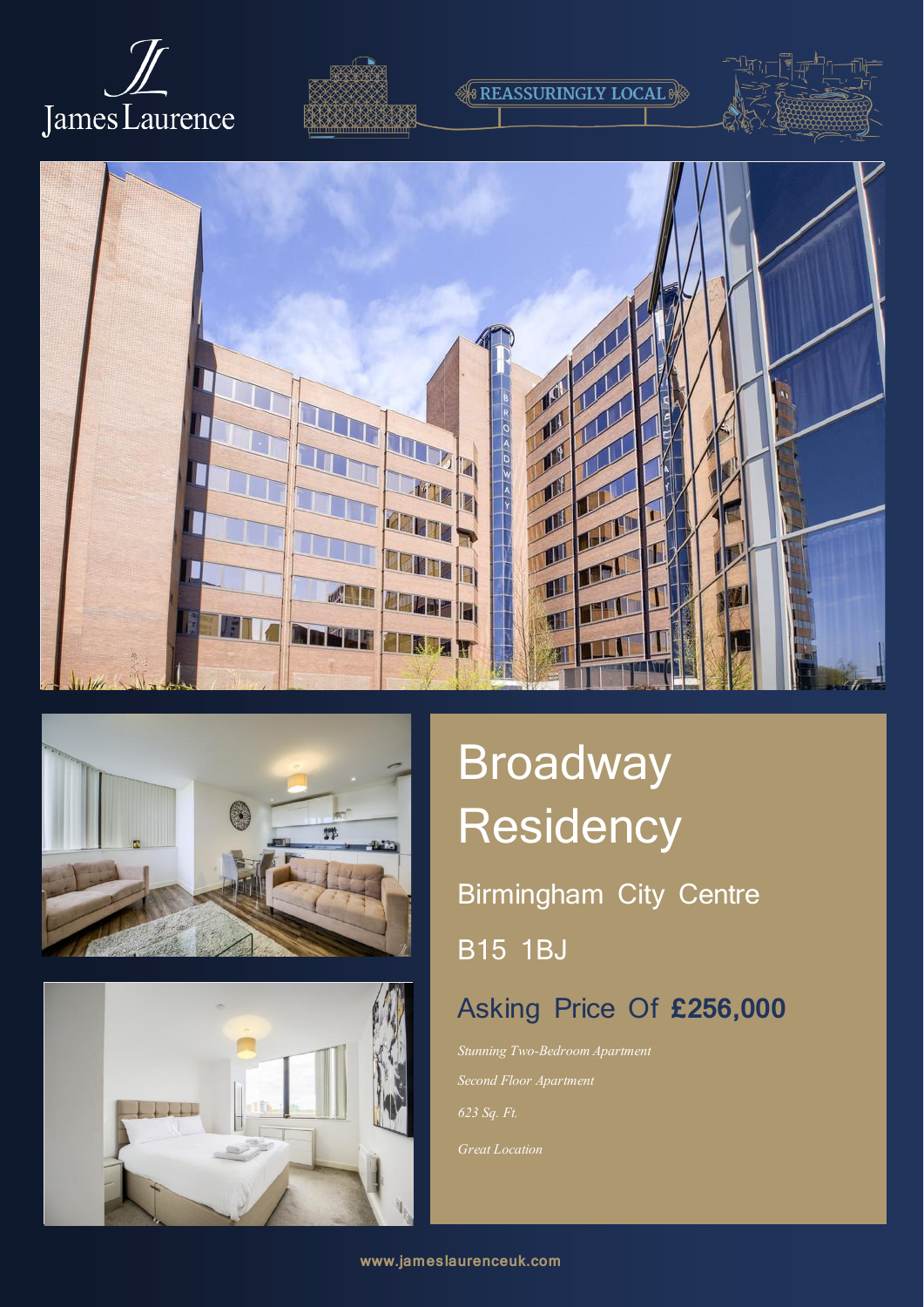James Laurence

REASSURINGLY LOCAL

# Broadway Residency

## Birmingham City Centre

## B15 1BJ

## Asking Price Of **£256,000**

*Stunning Two-Bedroom Apartment*

*Second Floor Apartment*

*623 Sq. Ft.*

*Great Location*

www.jameslaurenceuk.com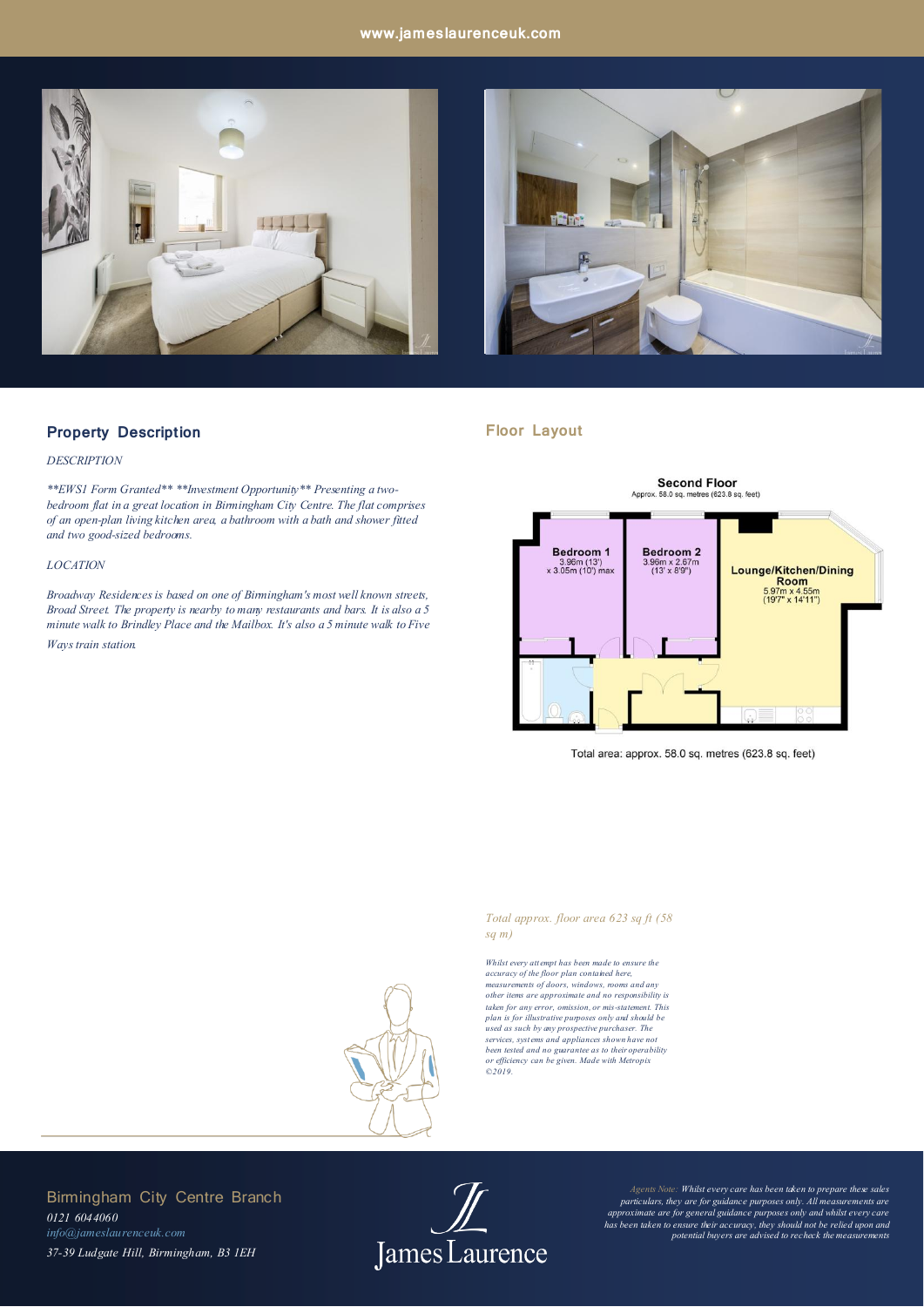## Property Description

*DESCRIPTION*

*\*\*EWS1 Form Granted\*\* \*\*Investment Opportunity\*\* Presenting a two-bedroom flat in a great location in Birmingham City Centre. The flat comprises of an open-plan living kitchen area, a bathroom with a bath and shower fitted and two good-sized bedrooms.*

*LOCATION*

*Broadway Residences is based on one of Birmingham's most well known streets, Broad Street. The property is nearby to many restaurants and bars. It is also a 5 minute walk to Brindley Place and the Mailbox. It's also a 5 minute walk to Five Ways train station.*

## Floor Layout

**Second Floor**
Approx. 58.0 sq. metres (623.8 sq. feet)

**Bedroom 1**
3.96m (13')
x 3.05m (10') max

**Bedroom 2**
3.96m x 2.67m
(13' x 8'9")

**Lounge/Kitchen/Dining Room**
5.97m x 4.55m
(19'7" x 14'11")

Total area: approx. 58.0 sq. metres (623.8 sq. feet)

*Total approx. floor area 623 sq ft (58 sq m)*

*Whilst every attempt has been made to ensure the accuracy of the floor plan contained here, measurements of doors, windows, rooms and any other items are approximate and no responsibility is taken for any error, omission, or mis-statement. This plan is for illustrative purposes only and should be used as such by any prospective purchaser. The services, systems and appliances shown have not been tested and no guarantee as to their operability or efficiency can be given. Made with Metropix ©2019.*

Birmingham City Centre Branch

*0121 6044060*

*info@jameslaurenceuk.com*

*37-39 Ludgate Hill, Birmingham, B3 1EH*

James Laurence

*Agents Note: Whilst every care has been taken to prepare these sales particulars, they are for guidance purposes only. All measurements are approximate are for general guidance purposes only and whilst every care has been taken to ensure their accuracy, they should not be relied upon and potential buyers are advised to recheck the measurements*